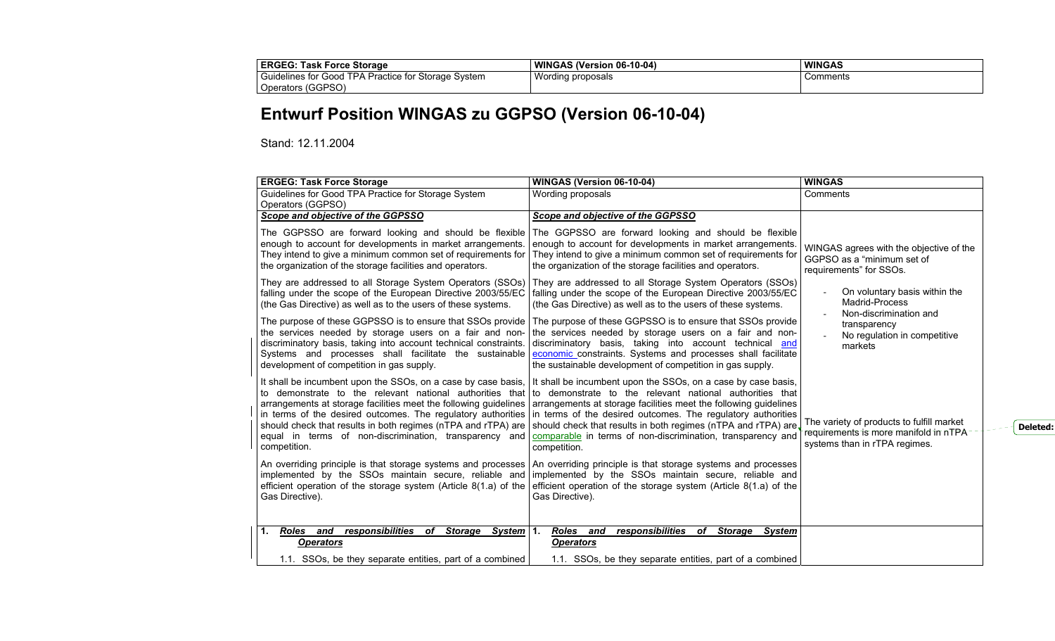| ERGEG: Task Force Storage | WINGAS (Version 06-10-04) | WINGAS |
| --- | --- | --- |
| Guidelines for Good TPA Practice for Storage System Operators (GGPSO) | Wording proposals | Comments |

# Entwurf Position WINGAS zu GGPSO (Version 06-10-04)

Stand: 12.11.2004

| ERGEG: Task Force Storage | WINGAS (Version 06-10-04) | WINGAS |
| --- | --- | --- |
| Guidelines for Good TPA Practice for Storage System Operators (GGPSO) | Wording proposals | Comments |
| ***Scope and objective of the GGPSSO*** | ***Scope and objective of the GGPSSO*** | |
| The GGPSSO are forward looking and should be flexible enough to account for developments in market arrangements. They intend to give a minimum common set of requirements for the organization of the storage facilities and operators. | The GGPSSO are forward looking and should be flexible enough to account for developments in market arrangements. They intend to give a minimum common set of requirements for the organization of the storage facilities and operators. | WINGAS agrees with the objective of the GGPSO as a "minimum set of requirements" for SSOs. |
| They are addressed to all Storage System Operators (SSOs) falling under the scope of the European Directive 2003/55/EC (the Gas Directive) as well as to the users of these systems. | They are addressed to all Storage System Operators (SSOs) falling under the scope of the European Directive 2003/55/EC (the Gas Directive) as well as to the users of these systems. | - On voluntary basis within the Madrid-Process<br>- Non-discrimination and transparency<br>- No regulation in competitive markets |
| The purpose of these GGPSSO is to ensure that SSOs provide the services needed by storage users on a fair and non-discriminatory basis, taking into account technical constraints. Systems and processes shall facilitate the sustainable development of competition in gas supply. | The purpose of these GGPSSO is to ensure that SSOs provide the services needed by storage users on a fair and non-discriminatory basis, taking into account technical and economic constraints. Systems and processes shall facilitate the sustainable development of competition in gas supply. | |
| It shall be incumbent upon the SSOs, on a case by case basis, to demonstrate to the relevant national authorities that arrangements at storage facilities meet the following guidelines in terms of the desired outcomes. The regulatory authorities should check that results in both regimes (nTPA and rTPA) are equal in terms of non-discrimination, transparency and competition. | It shall be incumbent upon the SSOs, on a case by case basis, to demonstrate to the relevant national authorities that arrangements at storage facilities meet the following guidelines in terms of the desired outcomes. The regulatory authorities should check that results in both regimes (nTPA and rTPA) are comparable in terms of non-discrimination, transparency and competition. | The variety of products to fulfill market requirements is more manifold in nTPA systems than in rTPA regimes. |
| An overriding principle is that storage systems and processes implemented by the SSOs maintain secure, reliable and efficient operation of the storage system (Article 8(1.a) of the Gas Directive). | An overriding principle is that storage systems and processes implemented by the SSOs maintain secure, reliable and efficient operation of the storage system (Article 8(1.a) of the Gas Directive). | |
| **1. *Roles and responsibilities of Storage System Operators*** | **1. *Roles and responsibilities of Storage System Operators*** | |
| 1.1. SSOs, be they separate entities, part of a combined | 1.1. SSOs, be they separate entities, part of a combined | |

Deleted: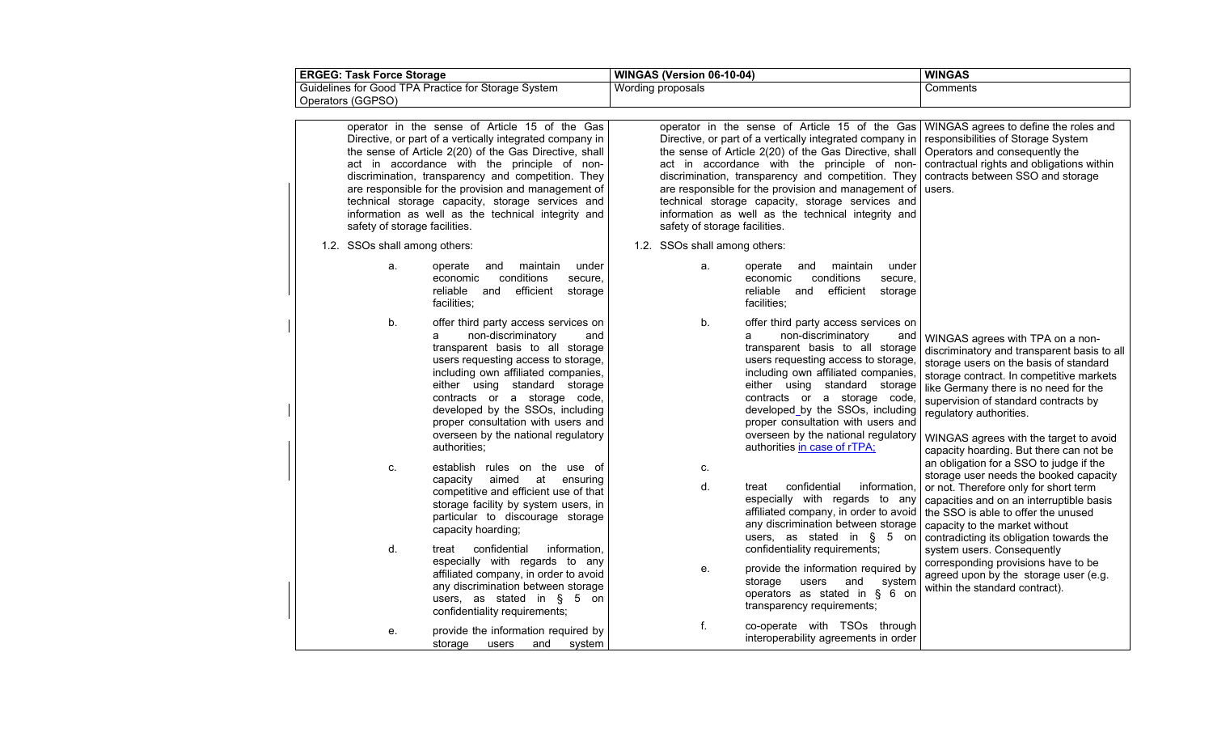| ERGEG: Task Force Storage | WINGAS (Version 06-10-04) | WINGAS |
|---|---|---|
| Guidelines for Good TPA Practice for Storage System Operators (GGPSO) | Wording proposals | Comments |
| operator in the sense of Article 15 of the Gas Directive, or part of a vertically integrated company in the sense of Article 2(20) of the Gas Directive, shall act in accordance with the principle of non-discrimination, transparency and competition. They are responsible for the provision and management of technical storage capacity, storage services and information as well as the technical integrity and safety of storage facilities. | operator in the sense of Article 15 of the Gas Directive, or part of a vertically integrated company in the sense of Article 2(20) of the Gas Directive, shall act in accordance with the principle of non-discrimination, transparency and competition. They are responsible for the provision and management of technical storage capacity, storage services and information as well as the technical integrity and safety of storage facilities. | WINGAS agrees to define the roles and responsibilities of Storage System Operators and consequently the contractual rights and obligations within contracts between SSO and storage users. |
| 1.2. SSOs shall among others: | 1.2. SSOs shall among others: | |
| a. operate and maintain under economic conditions secure, reliable and efficient storage facilities; | a. operate and maintain under economic conditions secure, reliable and efficient storage facilities; | |
| b. offer third party access services on a non-discriminatory and transparent basis to all storage users requesting access to storage, including own affiliated companies, either using standard storage contracts or a storage code, developed by the SSOs, including proper consultation with users and overseen by the national regulatory authorities; | b. offer third party access services on a non-discriminatory and transparent basis to all storage users requesting access to storage, including own affiliated companies, either using standard storage contracts or a storage code, developed_by the SSOs, including proper consultation with users and overseen by the national regulatory authorities <u>in case of rTPA;</u> | WINGAS agrees with TPA on a non-discriminatory and transparent basis to all storage users on the basis of standard storage contract. In competitive markets like Germany there is no need for the supervision of standard contracts by regulatory authorities. |
| c. establish rules on the use of capacity aimed at ensuring competitive and efficient use of that storage facility by system users, in particular to discourage storage capacity hoarding; | c. | WINGAS agrees with the target to avoid capacity hoarding. But there can not be an obligation for a SSO to judge if the storage user needs the booked capacity or not. Therefore only for short term capacities and on an interruptible basis the SSO is able to offer the unused capacity to the market without contradicting its obligation towards the system users. Consequently corresponding provisions have to be agreed upon by the storage user (e.g. within the standard contract). |
| d. treat confidential information, especially with regards to any affiliated company, in order to avoid any discrimination between storage users, as stated in § 5 on confidentiality requirements; | d. treat confidential information, especially with regards to any affiliated company, in order to avoid any discrimination between storage users, as stated in § 5 on confidentiality requirements; | |
| e. provide the information required by storage users and system | e. provide the information required by storage users and system operators as stated in § 6 on transparency requirements; | |
| | f. co-operate with TSOs through interoperability agreements in order | |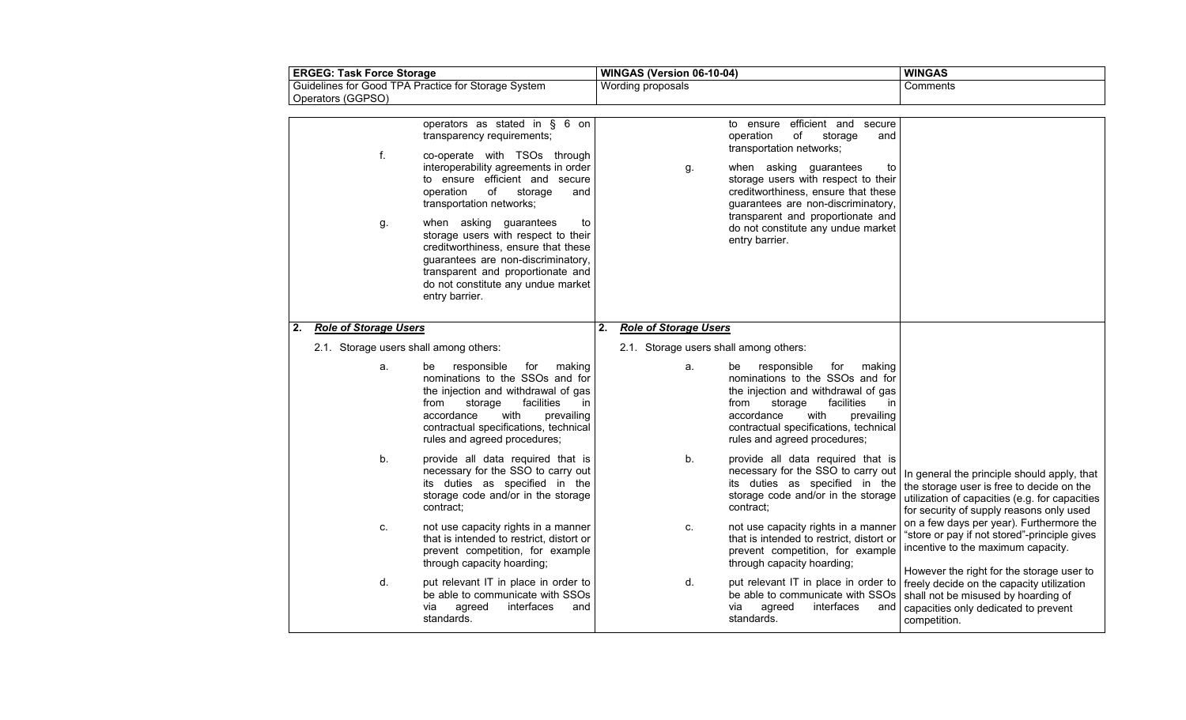| ERGEG: Task Force Storage | WINGAS (Version 06-10-04) | WINGAS |
|---|---|---|
| Guidelines for Good TPA Practice for Storage System Operators (GGPSO) | Wording proposals | Comments |
| operators as stated in § 6 on transparency requirements;<br><br>f. co-operate with TSOs through interoperability agreements in order to ensure efficient and secure operation of storage and transportation networks;<br><br>g. when asking guarantees to storage users with respect to their creditworthiness, ensure that these guarantees are non-discriminatory, transparent and proportionate and do not constitute any undue market entry barrier. | to ensure efficient and secure operation of storage and transportation networks;<br><br>g. when asking guarantees to storage users with respect to their creditworthiness, ensure that these guarantees are non-discriminatory, transparent and proportionate and do not constitute any undue market entry barrier. | |
| **2. *Role of Storage Users***<br><br>2.1. Storage users shall among others:<br><br>a. be responsible for making nominations to the SSOs and for the injection and withdrawal of gas from storage facilities in accordance with prevailing contractual specifications, technical rules and agreed procedures;<br><br>b. provide all data required that is necessary for the SSO to carry out its duties as specified in the storage code and/or in the storage contract;<br><br>c. not use capacity rights in a manner that is intended to restrict, distort or prevent competition, for example through capacity hoarding;<br><br>d. put relevant IT in place in order to be able to communicate with SSOs via agreed interfaces and standards. | **2. *Role of Storage Users***<br><br>2.1. Storage users shall among others:<br><br>a. be responsible for making nominations to the SSOs and for the injection and withdrawal of gas from storage facilities in accordance with prevailing contractual specifications, technical rules and agreed procedures;<br><br>b. provide all data required that is necessary for the SSO to carry out its duties as specified in the storage code and/or in the storage contract;<br><br>c. not use capacity rights in a manner that is intended to restrict, distort or prevent competition, for example through capacity hoarding;<br><br>d. put relevant IT in place in order to be able to communicate with SSOs via agreed interfaces and standards. | In general the principle should apply, that the storage user is free to decide on the utilization of capacities (e.g. for capacities for security of supply reasons only used on a few days per year). Furthermore the "store or pay if not stored"-principle gives incentive to the maximum capacity.<br><br>However the right for the storage user to freely decide on the capacity utilization shall not be misused by hoarding of capacities only dedicated to prevent competition. |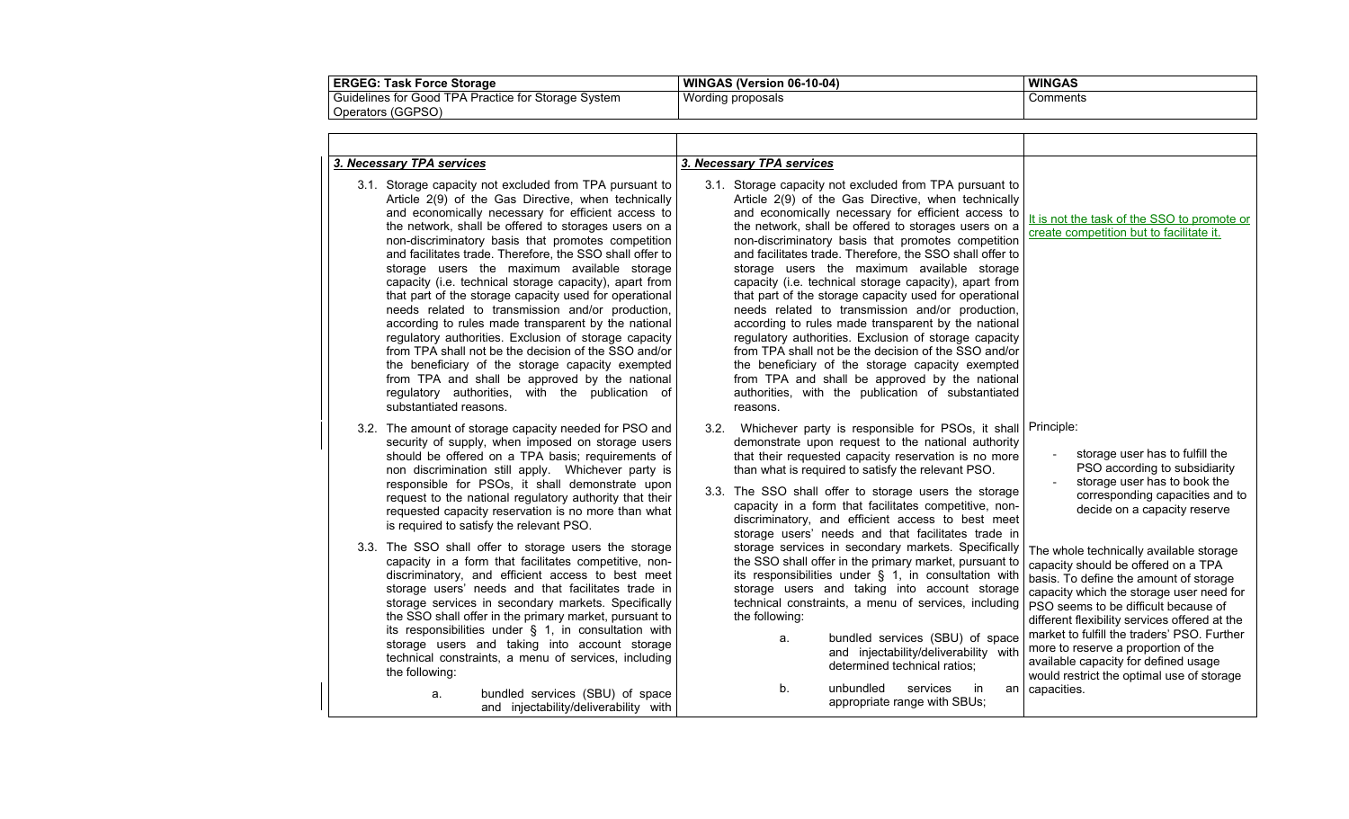| ERGEG: Task Force Storage | WINGAS (Version 06-10-04) | WINGAS |
|---|---|---|
| Guidelines for Good TPA Practice for Storage System Operators (GGPSO) | Wording proposals | Comments |

| | | |
|---|---|---|
| ***3. Necessary TPA services*** | ***3. Necessary TPA services*** | |
| 3.1. Storage capacity not excluded from TPA pursuant to Article 2(9) of the Gas Directive, when technically and economically necessary for efficient access to the network, shall be offered to storages users on a non-discriminatory basis that promotes competition and facilitates trade. Therefore, the SSO shall offer to storage users the maximum available storage capacity (i.e. technical storage capacity), apart from that part of the storage capacity used for operational needs related to transmission and/or production, according to rules made transparent by the national regulatory authorities. Exclusion of storage capacity from TPA shall not be the decision of the SSO and/or the beneficiary of the storage capacity exempted from TPA and shall be approved by the national regulatory authorities, with the publication of substantiated reasons. | 3.1. Storage capacity not excluded from TPA pursuant to Article 2(9) of the Gas Directive, when technically and economically necessary for efficient access to the network, shall be offered to storages users on a non-discriminatory basis that promotes competition and facilitates trade. Therefore, the SSO shall offer to storage users the maximum available storage capacity (i.e. technical storage capacity), apart from that part of the storage capacity used for operational needs related to transmission and/or production, according to rules made transparent by the national regulatory authorities. Exclusion of storage capacity from TPA shall not be the decision of the SSO and/or the beneficiary of the storage capacity exempted from TPA and shall be approved by the national authorities, with the publication of substantiated reasons. | It is not the task of the SSO to promote or create competition but to facilitate it. |
| 3.2. The amount of storage capacity needed for PSO and security of supply, when imposed on storage users should be offered on a TPA basis; requirements of non discrimination still apply. Whichever party is responsible for PSOs, it shall demonstrate upon request to the national regulatory authority that their requested capacity reservation is no more than what is required to satisfy the relevant PSO. | 3.2. Whichever party is responsible for PSOs, it shall demonstrate upon request to the national authority that their requested capacity reservation is no more than what is required to satisfy the relevant PSO. | Principle:<br>- storage user has to fulfill the PSO according to subsidiarity<br>- storage user has to book the corresponding capacities and to decide on a capacity reserve |
| 3.3. The SSO shall offer to storage users the storage capacity in a form that facilitates competitive, non-discriminatory, and efficient access to best meet storage users' needs and that facilitates trade in storage services in secondary markets. Specifically the SSO shall offer in the primary market, pursuant to its responsibilities under § 1, in consultation with storage users and taking into account storage technical constraints, a menu of services, including the following:<br>a. bundled services (SBU) of space and injectability/deliverability with | 3.3. The SSO shall offer to storage users the storage capacity in a form that facilitates competitive, non-discriminatory, and efficient access to best meet storage users' needs and that facilitates trade in storage services in secondary markets. Specifically the SSO shall offer in the primary market, pursuant to its responsibilities under § 1, in consultation with storage users and taking into account storage technical constraints, a menu of services, including the following:<br>a. bundled services (SBU) of space and injectability/deliverability with determined technical ratios;<br>b. unbundled services in an appropriate range with SBUs; | The whole technically available storage capacity should be offered on a TPA basis. To define the amount of storage capacity which the storage user need for PSO seems to be difficult because of different flexibility services offered at the market to fulfill the traders' PSO. Further more to reserve a proportion of the available capacity for defined usage would restrict the optimal use of storage capacities. |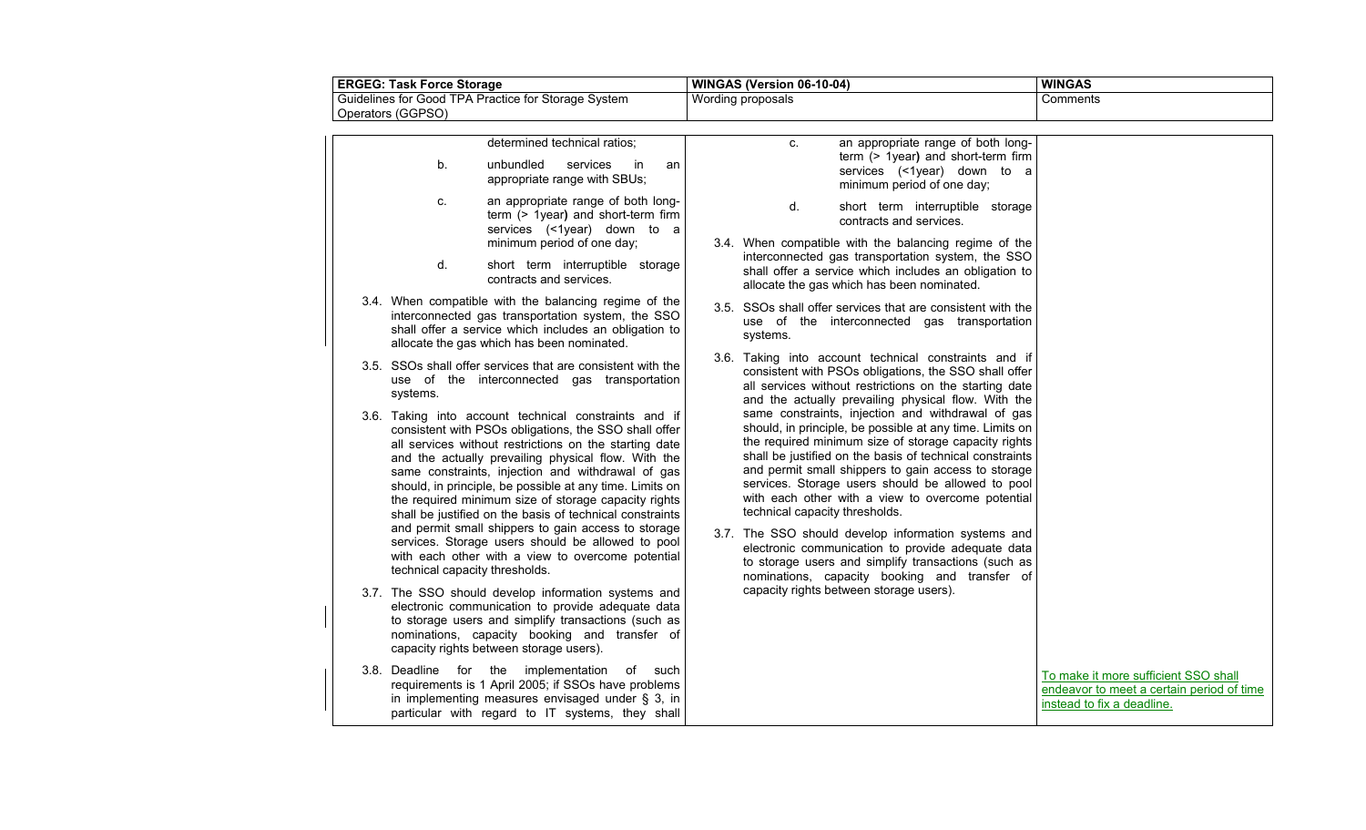| ERGEG: Task Force Storage | WINGAS (Version 06-10-04) | WINGAS |
|---|---|---|
| Guidelines for Good TPA Practice for Storage System Operators (GGPSO) | Wording proposals | Comments |
| determined technical ratios;<br><br>b. unbundled services in an appropriate range with SBUs;<br><br>c. an appropriate range of both long-term (> 1year) and short-term firm services (<1year) down to a minimum period of one day;<br><br>d. short term interruptible storage contracts and services.<br><br>3.4. When compatible with the balancing regime of the interconnected gas transportation system, the SSO shall offer a service which includes an obligation to allocate the gas which has been nominated.<br><br>3.5. SSOs shall offer services that are consistent with the use of the interconnected gas transportation systems.<br><br>3.6. Taking into account technical constraints and if consistent with PSOs obligations, the SSO shall offer all services without restrictions on the starting date and the actually prevailing physical flow. With the same constraints, injection and withdrawal of gas should, in principle, be possible at any time. Limits on the required minimum size of storage capacity rights shall be justified on the basis of technical constraints and permit small shippers to gain access to storage services. Storage users should be allowed to pool with each other with a view to overcome potential technical capacity thresholds.<br><br>3.7. The SSO should develop information systems and electronic communication to provide adequate data to storage users and simplify transactions (such as nominations, capacity booking and transfer of capacity rights between storage users).<br><br>3.8. Deadline for the implementation of such requirements is 1 April 2005; if SSOs have problems in implementing measures envisaged under § 3, in particular with regard to IT systems, they shall | c. an appropriate range of both long-term (> 1year) and short-term firm services (<1year) down to a minimum period of one day;<br><br>d. short term interruptible storage contracts and services.<br><br>3.4. When compatible with the balancing regime of the interconnected gas transportation system, the SSO shall offer a service which includes an obligation to allocate the gas which has been nominated.<br><br>3.5. SSOs shall offer services that are consistent with the use of the interconnected gas transportation systems.<br><br>3.6. Taking into account technical constraints and if consistent with PSOs obligations, the SSO shall offer all services without restrictions on the starting date and the actually prevailing physical flow. With the same constraints, injection and withdrawal of gas should, in principle, be possible at any time. Limits on the required minimum size of storage capacity rights shall be justified on the basis of technical constraints and permit small shippers to gain access to storage services. Storage users should be allowed to pool with each other with a view to overcome potential technical capacity thresholds.<br><br>3.7. The SSO should develop information systems and electronic communication to provide adequate data to storage users and simplify transactions (such as nominations, capacity booking and transfer of capacity rights between storage users). | To make it more sufficient SSO shall endeavor to meet a certain period of time instead to fix a deadline. |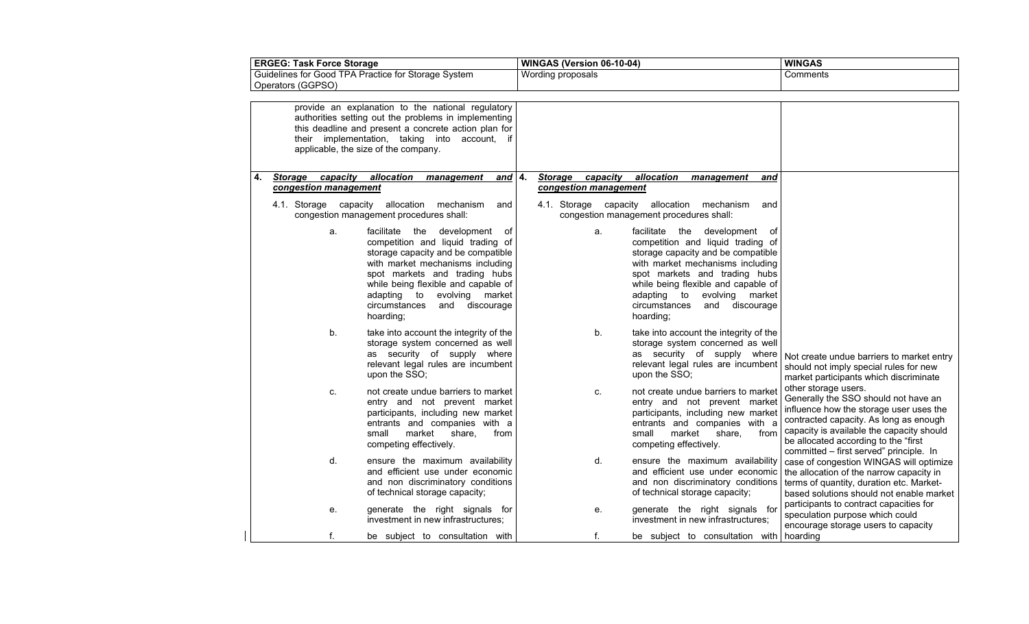| ERGEG: Task Force Storage | WINGAS (Version 06-10-04) | WINGAS |
| --- | --- | --- |
| Guidelines for Good TPA Practice for Storage System Operators (GGPSO) | Wording proposals | Comments |
| provide an explanation to the national regulatory authorities setting out the problems in implementing this deadline and present a concrete action plan for their implementation, taking into account, if applicable, the size of the company. | | |
| **4. *Storage capacity allocation management and congestion management*** <br><br> 4.1. Storage capacity allocation mechanism and congestion management procedures shall: <br><br> a. facilitate the development of competition and liquid trading of storage capacity and be compatible with market mechanisms including spot markets and trading hubs while being flexible and capable of adapting to evolving market circumstances and discourage hoarding; <br><br> b. take into account the integrity of the storage system concerned as well as security of supply where relevant legal rules are incumbent upon the SSO; <br><br> c. not create undue barriers to market entry and not prevent market participants, including new market entrants and companies with a small market share, from competing effectively. <br><br> d. ensure the maximum availability and efficient use under economic and non discriminatory conditions of technical storage capacity; <br><br> e. generate the right signals for investment in new infrastructures; <br><br> f. be subject to consultation with | **4. *Storage capacity allocation management and congestion management*** <br><br> 4.1. Storage capacity allocation mechanism and congestion management procedures shall: <br><br> a. facilitate the development of competition and liquid trading of storage capacity and be compatible with market mechanisms including spot markets and trading hubs while being flexible and capable of adapting to evolving market circumstances and discourage hoarding; <br><br> b. take into account the integrity of the storage system concerned as well as security of supply where relevant legal rules are incumbent upon the SSO; <br><br> c. not create undue barriers to market entry and not prevent market participants, including new market entrants and companies with a small market share, from competing effectively. <br><br> d. ensure the maximum availability and efficient use under economic and non discriminatory conditions of technical storage capacity; <br><br> e. generate the right signals for investment in new infrastructures; <br><br> f. be subject to consultation with | Not create undue barriers to market entry should not imply special rules for new market participants which discriminate other storage users. <br> Generally the SSO should not have an influence how the storage user uses the contracted capacity. As long as enough capacity is available the capacity should be allocated according to the "first committed – first served" principle. In case of congestion WINGAS will optimize the allocation of the narrow capacity in terms of quantity, duration etc. Market-based solutions should not enable market participants to contract capacities for speculation purpose which could encourage storage users to capacity hoarding |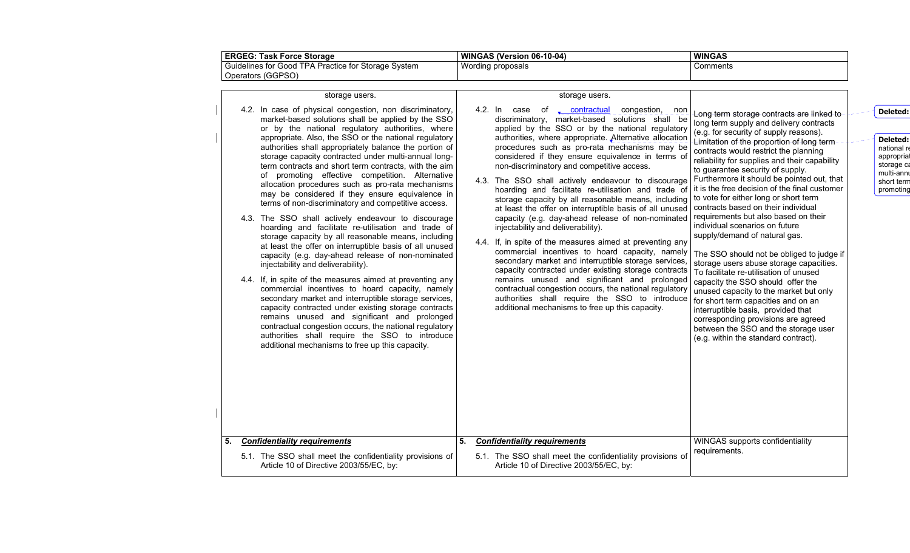| ERGEG: Task Force Storage | WINGAS (Version 06-10-04) | WINGAS |
|---|---|---|
| Guidelines for Good TPA Practice for Storage System Operators (GGPSO) | Wording proposals | Comments |

| | | |
|---|---|---|
| storage users.<br><br>4.2. In case of physical congestion, non discriminatory, market-based solutions shall be applied by the SSO or by the national regulatory authorities, where appropriate. Also, the SSO or the national regulatory authorities shall appropriately balance the portion of storage capacity contracted under multi-annual long-term contracts and short term contracts, with the aim of promoting effective competition. Alternative allocation procedures such as pro-rata mechanisms may be considered if they ensure equivalence in terms of non-discriminatory and competitive access.<br><br>4.3. The SSO shall actively endeavour to discourage hoarding and facilitate re-utilisation and trade of storage capacity by all reasonable means, including at least the offer on interruptible basis of all unused capacity (e.g. day-ahead release of non-nominated injectability and deliverability).<br><br>4.4. If, in spite of the measures aimed at preventing any commercial incentives to hoard capacity, namely secondary market and interruptible storage services, capacity contracted under existing storage contracts remains unused and significant and prolonged contractual congestion occurs, the national regulatory authorities shall require the SSO to introduce additional mechanisms to free up this capacity. | storage users.<br><br>4.2. In case of contractual congestion, non discriminatory, market-based solutions shall be applied by the SSO or by the national regulatory authorities, where appropriate. Alternative allocation procedures such as pro-rata mechanisms may be considered if they ensure equivalence in terms of non-discriminatory and competitive access.<br><br>4.3. The SSO shall actively endeavour to discourage hoarding and facilitate re-utilisation and trade of storage capacity by all reasonable means, including at least the offer on interruptible basis of all unused capacity (e.g. day-ahead release of non-nominated injectability and deliverability).<br><br>4.4. If, in spite of the measures aimed at preventing any commercial incentives to hoard capacity, namely secondary market and interruptible storage services, capacity contracted under existing storage contracts remains unused and significant and prolonged contractual congestion occurs, the national regulatory authorities shall require the SSO to introduce additional mechanisms to free up this capacity. | Long term storage contracts are linked to long term supply and delivery contracts (e.g. for security of supply reasons). Limitation of the proportion of long term contracts would restrict the planning reliability for supplies and their capability to guarantee security of supply. Furthermore it should be pointed out, that it is the free decision of the final customer to vote for either long or short term contracts based on their individual requirements but also based on their individual scenarios on future supply/demand of natural gas.<br><br>The SSO should not be obliged to judge if storage users abuse storage capacities. To facilitate re-utilisation of unused capacity the SSO should offer the unused capacity to the market but only for short term capacities and on an interruptible basis, provided that corresponding provisions are agreed between the SSO and the storage user (e.g. within the standard contract). |
| **5. *Confidentiality requirements***<br><br>5.1. The SSO shall meet the confidentiality provisions of Article 10 of Directive 2003/55/EC, by: | **5. *Confidentiality requirements***<br><br>5.1. The SSO shall meet the confidentiality provisions of Article 10 of Directive 2003/55/EC, by: | WINGAS supports confidentiality requirements. |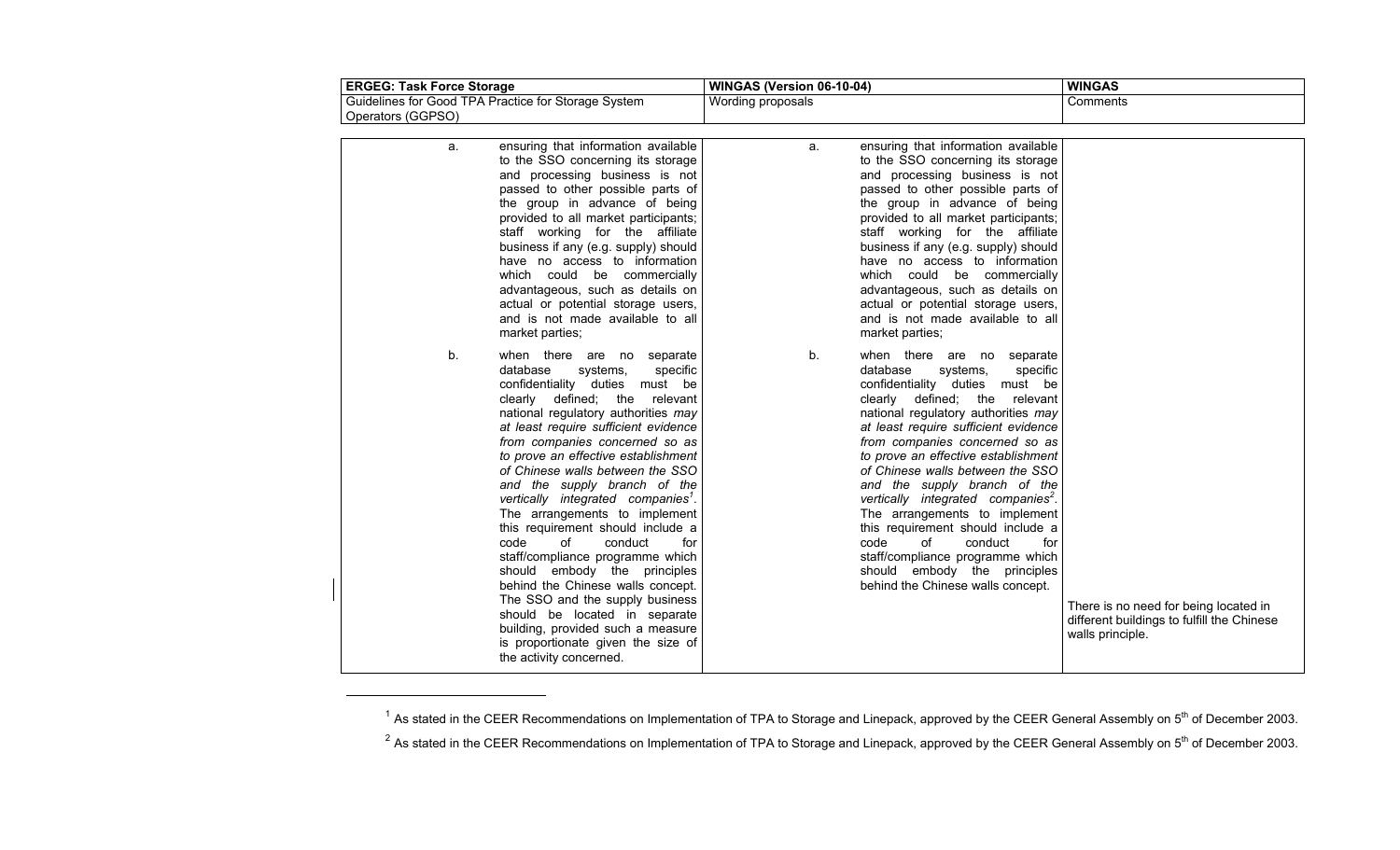| ERGEG: Task Force Storage | WINGAS (Version 06-10-04) | WINGAS |
|---|---|---|
| Guidelines for Good TPA Practice for Storage System Operators (GGPSO) | Wording proposals | Comments |
| a. ensuring that information available to the SSO concerning its storage and processing business is not passed to other possible parts of the group in advance of being provided to all market participants; staff working for the affiliate business if any (e.g. supply) should have no access to information which could be commercially advantageous, such as details on actual or potential storage users, and is not made available to all market parties; | a. ensuring that information available to the SSO concerning its storage and processing business is not passed to other possible parts of the group in advance of being provided to all market participants; staff working for the affiliate business if any (e.g. supply) should have no access to information which could be commercially advantageous, such as details on actual or potential storage users, and is not made available to all market parties; | |
| b. when there are no separate database systems, specific confidentiality duties must be clearly defined; the relevant national regulatory authorities *may at least require sufficient evidence from companies concerned so as to prove an effective establishment of Chinese walls between the SSO and the supply branch of the vertically integrated companies*[1]. The arrangements to implement this requirement should include a code of conduct for staff/compliance programme which should embody the principles behind the Chinese walls concept. The SSO and the supply business should be located in separate building, provided such a measure is proportionate given the size of the activity concerned. | b. when there are no separate database systems, specific confidentiality duties must be clearly defined; the relevant national regulatory authorities *may at least require sufficient evidence from companies concerned so as to prove an effective establishment of Chinese walls between the SSO and the supply branch of the vertically integrated companies*[2]. The arrangements to implement this requirement should include a code of conduct for staff/compliance programme which should embody the principles behind the Chinese walls concept. | There is no need for being located in different buildings to fulfill the Chinese walls principle. |

[1] As stated in the CEER Recommendations on Implementation of TPA to Storage and Linepack, approved by the CEER General Assembly on 5th of December 2003.

[2] As stated in the CEER Recommendations on Implementation of TPA to Storage and Linepack, approved by the CEER General Assembly on 5th of December 2003.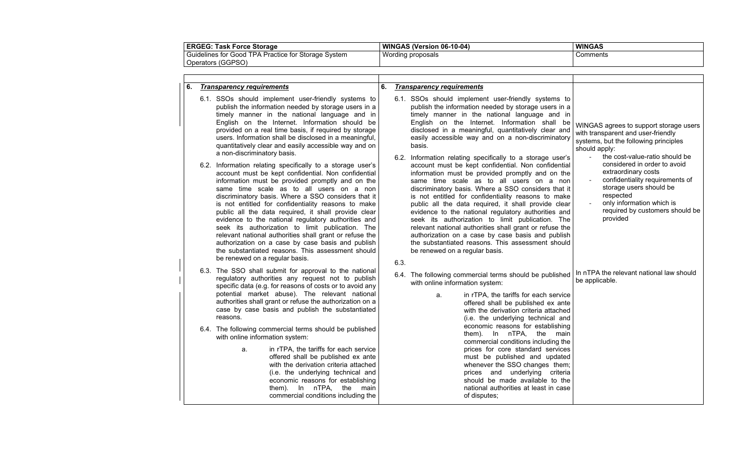| ERGEG: Task Force Storage | WINGAS (Version 06-10-04) | WINGAS |
|---|---|---|
| Guidelines for Good TPA Practice for Storage System Operators (GGPSO) | Wording proposals | Comments |

| | | |
|---|---|---|
| **6. *Transparency requirements*** | **6. *Transparency requirements*** | |
| 6.1. SSOs should implement user-friendly systems to publish the information needed by storage users in a timely manner in the national language and in English on the Internet. Information should be provided on a real time basis, if required by storage users. Information shall be disclosed in a meaningful, quantitatively clear and easily accessible way and on a non-discriminatory basis. | 6.1. SSOs should implement user-friendly systems to publish the information needed by storage users in a timely manner in the national language and in English on the Internet. Information shall be disclosed in a meaningful, quantitatively clear and easily accessible way and on a non-discriminatory basis. | WINGAS agrees to support storage users with transparent and user-friendly systems, but the following principles should apply:<br>- the cost-value-ratio should be considered in order to avoid extraordinary costs<br>- confidentiality requirements of storage users should be respected<br>- only information which is required by customers should be provided |
| 6.2. Information relating specifically to a storage user's account must be kept confidential. Non confidential information must be provided promptly and on the same time scale as to all users on a non discriminatory basis. Where a SSO considers that it is not entitled for confidentiality reasons to make public all the data required, it shall provide clear evidence to the national regulatory authorities and seek its authorization to limit publication. The relevant national authorities shall grant or refuse the authorization on a case by case basis and publish the substantiated reasons. This assessment should be renewed on a regular basis. | 6.2. Information relating specifically to a storage user's account must be kept confidential. Non confidential information must be provided promptly and on the same time scale as to all users on a non discriminatory basis. Where a SSO considers that it is not entitled for confidentiality reasons to make public all the data required, it shall provide clear evidence to the national regulatory authorities and seek its authorization to limit publication. The relevant national authorities shall grant or refuse the authorization on a case by case basis and publish the substantiated reasons. This assessment should be renewed on a regular basis. | |
| 6.3. The SSO shall submit for approval to the national regulatory authorities any request not to publish specific data (e.g. for reasons of costs or to avoid any potential market abuse). The relevant national authorities shall grant or refuse the authorization on a case by case basis and publish the substantiated reasons. | 6.3. | |
| 6.4. The following commercial terms should be published with online information system:<br>a. in rTPA, the tariffs for each service offered shall be published ex ante with the derivation criteria attached (i.e. the underlying technical and economic reasons for establishing them). In nTPA, the main commercial conditions including the | 6.4. The following commercial terms should be published with online information system:<br>a. in rTPA, the tariffs for each service offered shall be published ex ante with the derivation criteria attached (i.e. the underlying technical and economic reasons for establishing them). In nTPA, the main commercial conditions including the prices for core standard services must be published and updated whenever the SSO changes them; prices and underlying criteria should be made available to the national authorities at least in case of disputes; | In nTPA the relevant national law should be applicable. |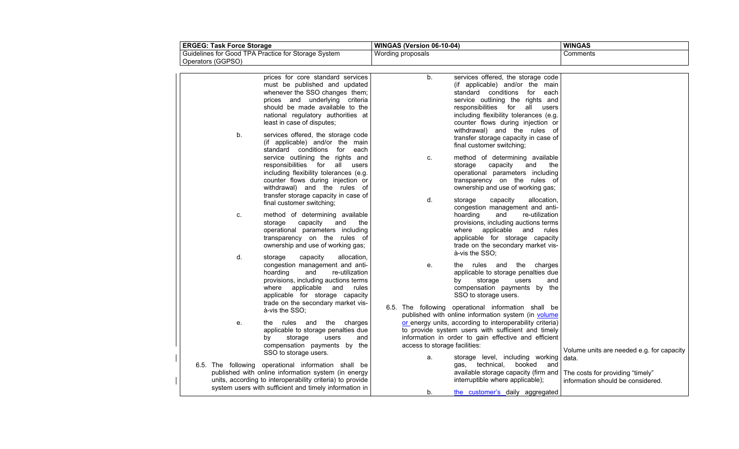| ERGEG: Task Force Storage | WINGAS (Version 06-10-04) | WINGAS |
|---|---|---|
| Guidelines for Good TPA Practice for Storage System Operators (GGPSO) | Wording proposals | Comments |
| prices for core standard services must be published and updated whenever the SSO changes them; prices and underlying criteria should be made available to the national regulatory authorities at least in case of disputes;<br><br>b. services offered, the storage code (if applicable) and/or the main standard conditions for each service outlining the rights and responsibilities for all users including flexibility tolerances (e.g. counter flows during injection or withdrawal) and the rules of transfer storage capacity in case of final customer switching;<br><br>c. method of determining available storage capacity and the operational parameters including transparency on the rules of ownership and use of working gas;<br><br>d. storage capacity allocation, congestion management and anti-hoarding and re-utilization provisions, including auctions terms where applicable and rules applicable for storage capacity trade on the secondary market vis-à-vis the SSO;<br><br>e. the rules and the charges applicable to storage penalties due by storage users and compensation payments by the SSO to storage users.<br><br>6.5. The following operational information shall be published with online information system (in energy units, according to interoperability criteria) to provide system users with sufficient and timely information in | b. services offered, the storage code (if applicable) and/or the main standard conditions for each service outlining the rights and responsibilities for all users including flexibility tolerances (e.g. counter flows during injection or withdrawal) and the rules of transfer storage capacity in case of final customer switching;<br><br>c. method of determining available storage capacity and the operational parameters including transparency on the rules of ownership and use of working gas;<br><br>d. storage capacity allocation, congestion management and anti-hoarding and re-utilization provisions, including auctions terms where applicable and rules applicable for storage capacity trade on the secondary market vis-à-vis the SSO;<br><br>e. the rules and the charges applicable to storage penalties due by storage users and compensation payments by the SSO to storage users.<br><br>6.5. The following operational information shall be published with online information system (in volume or energy units, according to interoperability criteria) to provide system users with sufficient and timely information in order to gain effective and efficient access to storage facilities:<br><br>a. storage level, including working gas, technical, booked and available storage capacity (firm and interruptible where applicable);<br><br>b. the customer's daily aggregated | Volume units are needed e.g. for capacity data.<br><br>The costs for providing "timely" information should be considered. |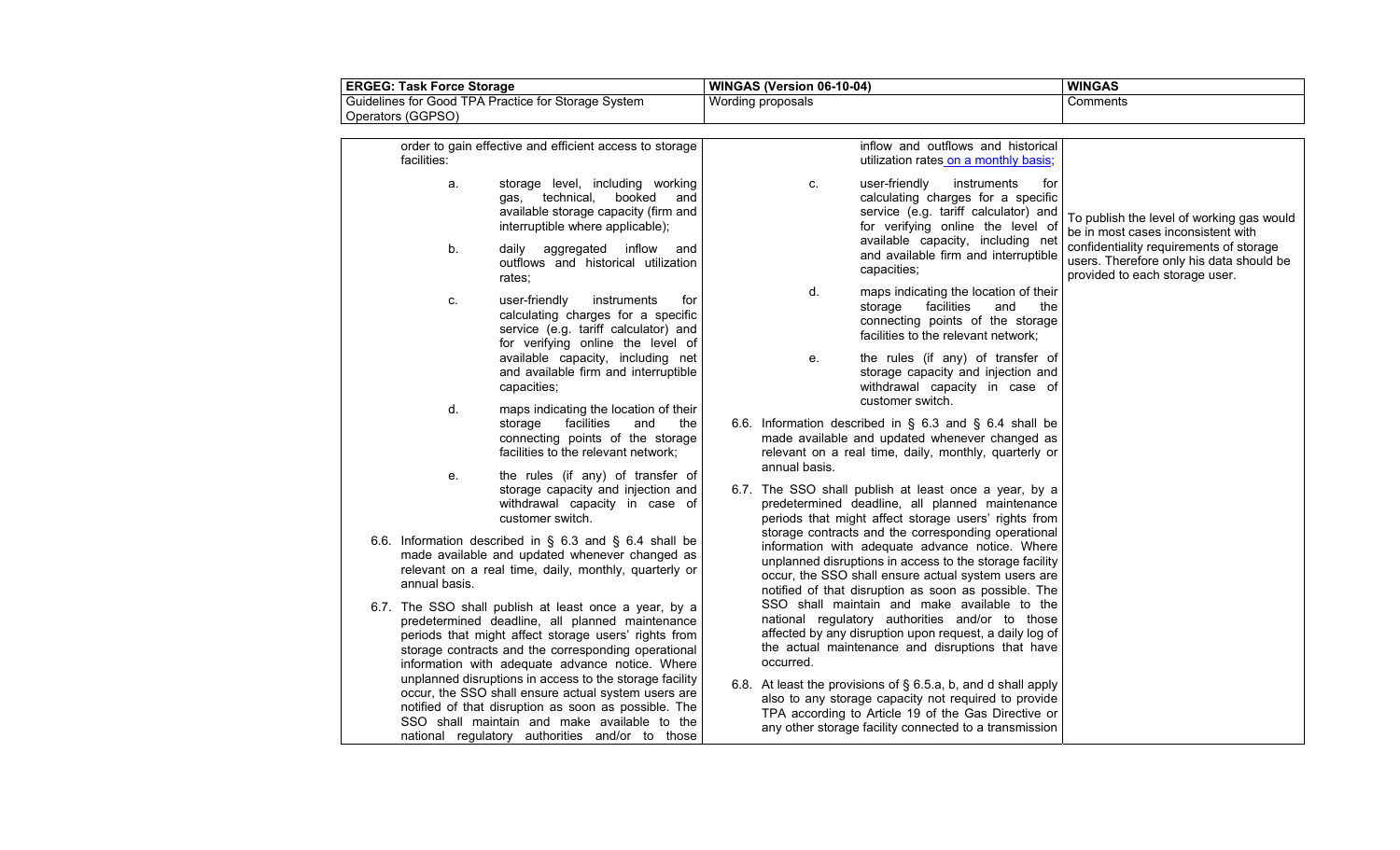| ERGEG: Task Force Storage | WINGAS (Version 06-10-04) | WINGAS |
|---|---|---|
| Guidelines for Good TPA Practice for Storage System Operators (GGPSO) | Wording proposals | Comments |
| order to gain effective and efficient access to storage facilities:<br><br>a. storage level, including working gas, technical, booked and available storage capacity (firm and interruptible where applicable);<br><br>b. daily aggregated inflow and outflows and historical utilization rates;<br><br>c. user-friendly instruments for calculating charges for a specific service (e.g. tariff calculator) and for verifying online the level of available capacity, including net and available firm and interruptible capacities;<br><br>d. maps indicating the location of their storage facilities and the connecting points of the storage facilities to the relevant network;<br><br>e. the rules (if any) of transfer of storage capacity and injection and withdrawal capacity in case of customer switch.<br><br>6.6. Information described in § 6.3 and § 6.4 shall be made available and updated whenever changed as relevant on a real time, daily, monthly, quarterly or annual basis.<br><br>6.7. The SSO shall publish at least once a year, by a predetermined deadline, all planned maintenance periods that might affect storage users' rights from storage contracts and the corresponding operational information with adequate advance notice. Where unplanned disruptions in access to the storage facility occur, the SSO shall ensure actual system users are notified of that disruption as soon as possible. The SSO shall maintain and make available to the national regulatory authorities and/or to those | inflow and outflows and historical utilization rates on a monthly basis;<br><br>c. user-friendly instruments for calculating charges for a specific service (e.g. tariff calculator) and for verifying online the level of available capacity, including net and available firm and interruptible capacities;<br><br>d. maps indicating the location of their storage facilities and the connecting points of the storage facilities to the relevant network;<br><br>e. the rules (if any) of transfer of storage capacity and injection and withdrawal capacity in case of customer switch.<br><br>6.6. Information described in § 6.3 and § 6.4 shall be made available and updated whenever changed as relevant on a real time, daily, monthly, quarterly or annual basis.<br><br>6.7. The SSO shall publish at least once a year, by a predetermined deadline, all planned maintenance periods that might affect storage users' rights from storage contracts and the corresponding operational information with adequate advance notice. Where unplanned disruptions in access to the storage facility occur, the SSO shall ensure actual system users are notified of that disruption as soon as possible. The SSO shall maintain and make available to the national regulatory authorities and/or to those affected by any disruption upon request, a daily log of the actual maintenance and disruptions that have occurred.<br><br>6.8. At least the provisions of § 6.5.a, b, and d shall apply also to any storage capacity not required to provide TPA according to Article 19 of the Gas Directive or any other storage facility connected to a transmission | To publish the level of working gas would be in most cases inconsistent with confidentiality requirements of storage users. Therefore only his data should be provided to each storage user. |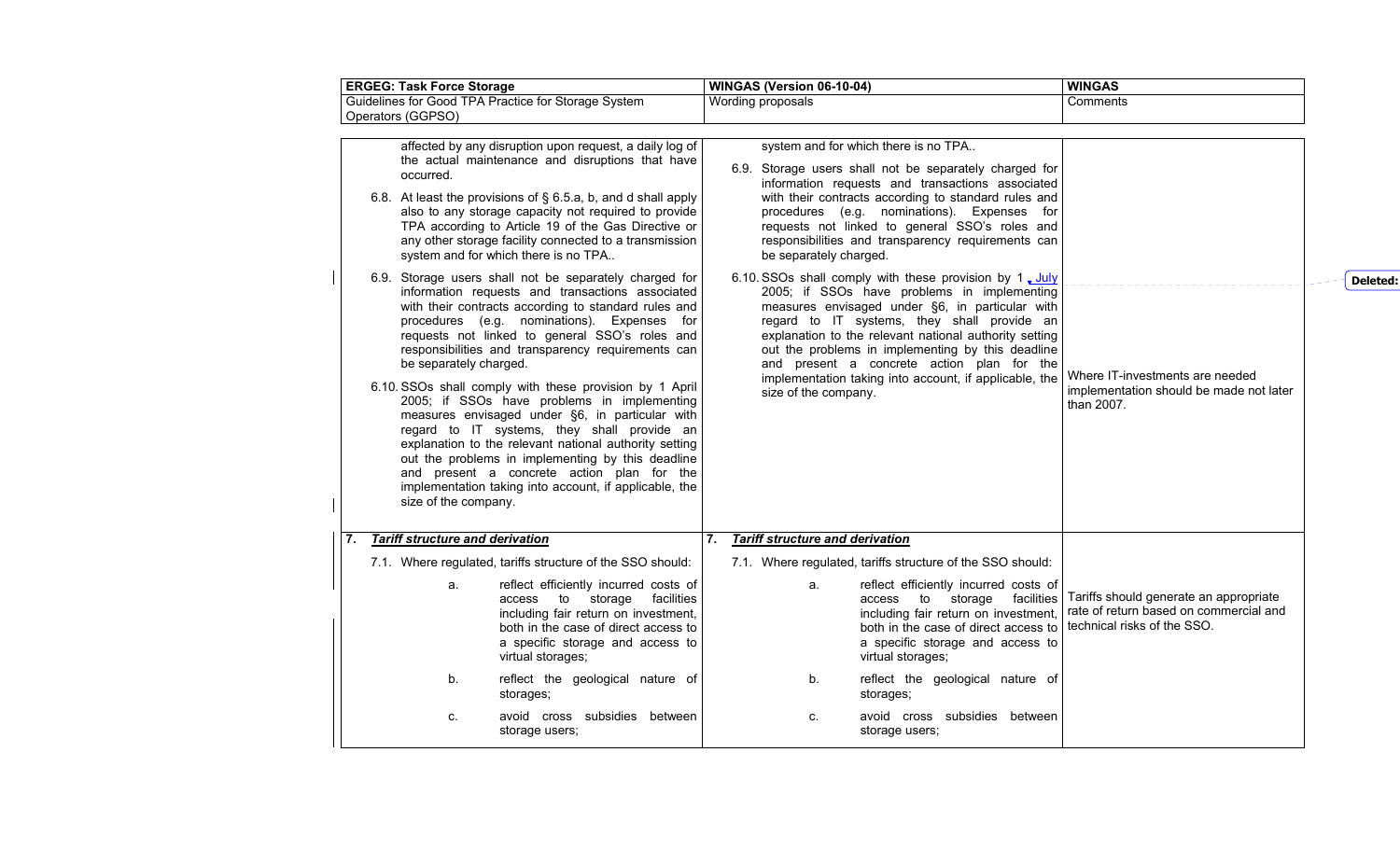| ERGEG: Task Force Storage | WINGAS (Version 06-10-04) | WINGAS |
|---|---|---|
| Guidelines for Good TPA Practice for Storage System Operators (GGPSO) | Wording proposals | Comments |
| affected by any disruption upon request, a daily log of the actual maintenance and disruptions that have occurred.<br><br>6.8. At least the provisions of § 6.5.a, b, and d shall apply also to any storage capacity not required to provide TPA according to Article 19 of the Gas Directive or any other storage facility connected to a transmission system and for which there is no TPA..<br><br>6.9. Storage users shall not be separately charged for information requests and transactions associated with their contracts according to standard rules and procedures (e.g. nominations). Expenses for requests not linked to general SSO's roles and responsibilities and transparency requirements can be separately charged.<br><br>6.10. SSOs shall comply with these provision by 1 April 2005; if SSOs have problems in implementing measures envisaged under §6, in particular with regard to IT systems, they shall provide an explanation to the relevant national authority setting out the problems in implementing by this deadline and present a concrete action plan for the implementation taking into account, if applicable, the size of the company. | system and for which there is no TPA..<br><br>6.9. Storage users shall not be separately charged for information requests and transactions associated with their contracts according to standard rules and procedures (e.g. nominations). Expenses for requests not linked to general SSO's roles and responsibilities and transparency requirements can be separately charged.<br><br>6.10. SSOs shall comply with these provision by 1 July 2005; if SSOs have problems in implementing measures envisaged under §6, in particular with regard to IT systems, they shall provide an explanation to the relevant national authority setting out the problems in implementing by this deadline and present a concrete action plan for the implementation taking into account, if applicable, the size of the company. | Where IT-investments are needed implementation should be made not later than 2007. |
| **7. *Tariff structure and derivation***<br><br>7.1. Where regulated, tariffs structure of the SSO should:<br><br>a. reflect efficiently incurred costs of access to storage facilities including fair return on investment, both in the case of direct access to a specific storage and access to virtual storages;<br><br>b. reflect the geological nature of storages;<br><br>c. avoid cross subsidies between storage users; | **7. *Tariff structure and derivation***<br><br>7.1. Where regulated, tariffs structure of the SSO should:<br><br>a. reflect efficiently incurred costs of access to storage facilities including fair return on investment, both in the case of direct access to a specific storage and access to virtual storages;<br><br>b. reflect the geological nature of storages;<br><br>c. avoid cross subsidies between storage users; | Tariffs should generate an appropriate rate of return based on commercial and technical risks of the SSO. |

Deleted: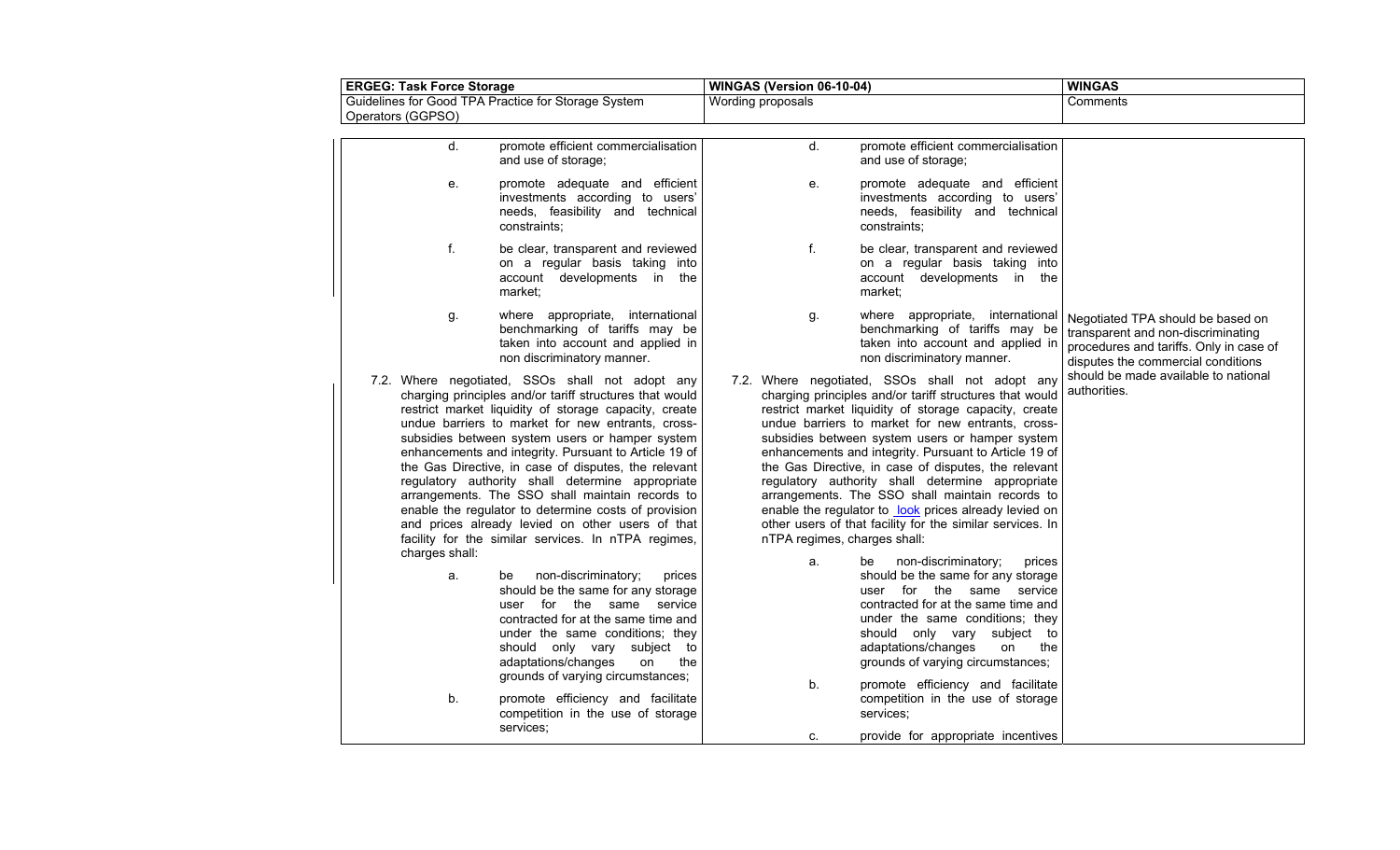| ERGEG: Task Force Storage | WINGAS (Version 06-10-04) | WINGAS |
|---|---|---|
| Guidelines for Good TPA Practice for Storage System Operators (GGPSO) | Wording proposals | Comments |
| d. promote efficient commercialisation and use of storage; | d. promote efficient commercialisation and use of storage; | |
| e. promote adequate and efficient investments according to users' needs, feasibility and technical constraints; | e. promote adequate and efficient investments according to users' needs, feasibility and technical constraints; | |
| f. be clear, transparent and reviewed on a regular basis taking into account developments in the market; | f. be clear, transparent and reviewed on a regular basis taking into account developments in the market; | |
| g. where appropriate, international benchmarking of tariffs may be taken into account and applied in non discriminatory manner. | g. where appropriate, international benchmarking of tariffs may be taken into account and applied in non discriminatory manner. | Negotiated TPA should be based on transparent and non-discriminating procedures and tariffs. Only in case of disputes the commercial conditions should be made available to national authorities. |
| 7.2. Where negotiated, SSOs shall not adopt any charging principles and/or tariff structures that would restrict market liquidity of storage capacity, create undue barriers to market for new entrants, cross-subsidies between system users or hamper system enhancements and integrity. Pursuant to Article 19 of the Gas Directive, in case of disputes, the relevant regulatory authority shall determine appropriate arrangements. The SSO shall maintain records to enable the regulator to determine costs of provision and prices already levied on other users of that facility for the similar services. In nTPA regimes, charges shall: | 7.2. Where negotiated, SSOs shall not adopt any charging principles and/or tariff structures that would restrict market liquidity of storage capacity, create undue barriers to market for new entrants, cross-subsidies between system users or hamper system enhancements and integrity. Pursuant to Article 19 of the Gas Directive, in case of disputes, the relevant regulatory authority shall determine appropriate arrangements. The SSO shall maintain records to enable the regulator to look prices already levied on other users of that facility for the similar services. In nTPA regimes, charges shall: | |
| a. be non-discriminatory; prices should be the same for any storage user for the same service contracted for at the same time and under the same conditions; they should only vary subject to adaptations/changes on the grounds of varying circumstances; | a. be non-discriminatory; prices should be the same for any storage user for the same service contracted for at the same time and under the same conditions; they should only vary subject to adaptations/changes on the grounds of varying circumstances; | |
| b. promote efficiency and facilitate competition in the use of storage services; | b. promote efficiency and facilitate competition in the use of storage services; | |
| | c. provide for appropriate incentives | |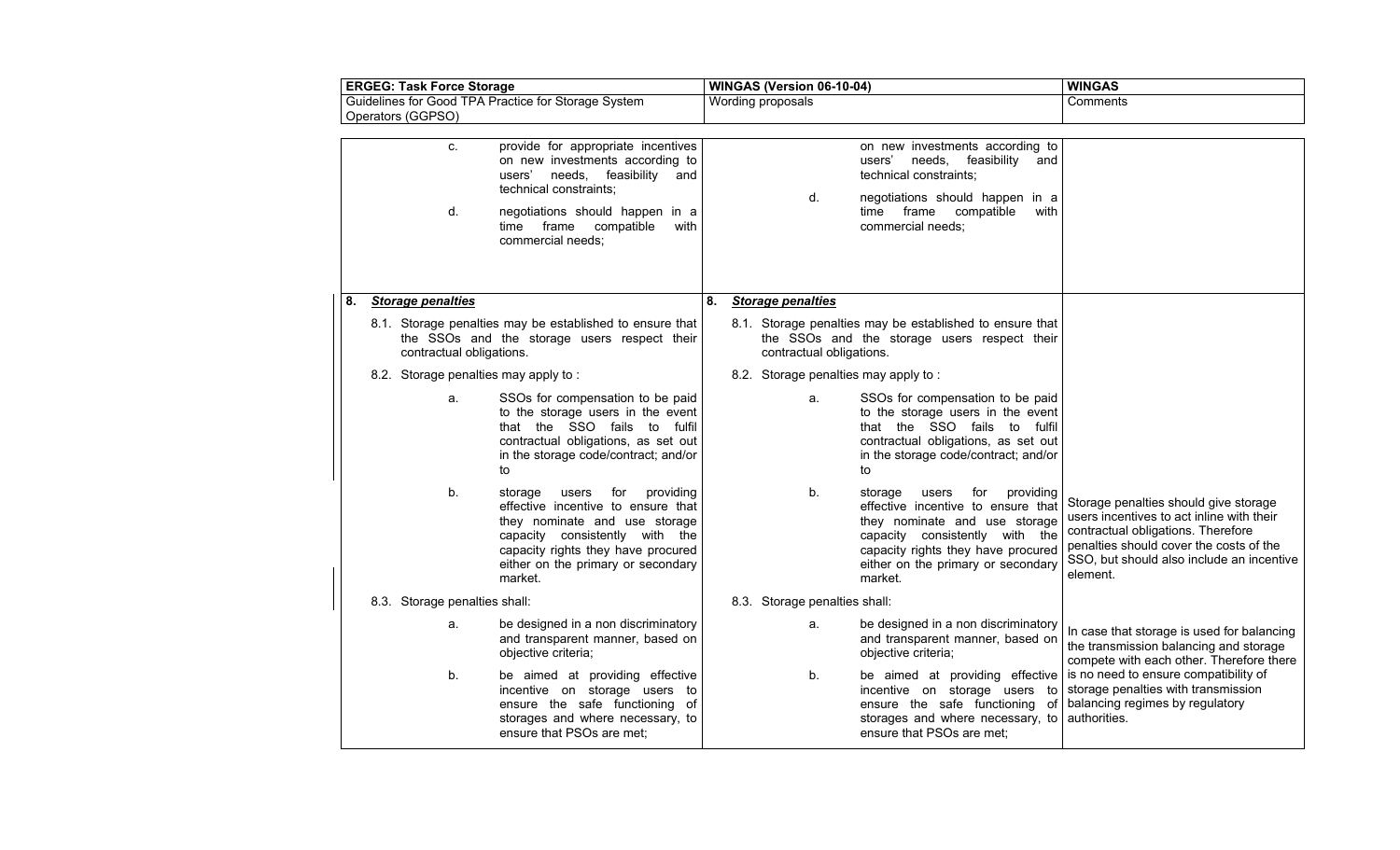| ERGEG: Task Force Storage | WINGAS (Version 06-10-04) | WINGAS |
|---|---|---|
| Guidelines for Good TPA Practice for Storage System Operators (GGPSO) | Wording proposals | Comments |
| c. provide for appropriate incentives on new investments according to users' needs, feasibility and technical constraints;<br><br>d. negotiations should happen in a time frame compatible with commercial needs; | on new investments according to users' needs, feasibility and technical constraints;<br><br>d. negotiations should happen in a time frame compatible with commercial needs; | |
| **8. *Storage penalties***<br><br>8.1. Storage penalties may be established to ensure that the SSOs and the storage users respect their contractual obligations.<br><br>8.2. Storage penalties may apply to :<br><br>a. SSOs for compensation to be paid to the storage users in the event that the SSO fails to fulfil contractual obligations, as set out in the storage code/contract; and/or to<br><br>b. storage users for providing effective incentive to ensure that they nominate and use storage capacity consistently with the capacity rights they have procured either on the primary or secondary market.<br><br>8.3. Storage penalties shall:<br><br>a. be designed in a non discriminatory and transparent manner, based on objective criteria;<br><br>b. be aimed at providing effective incentive on storage users to ensure the safe functioning of storages and where necessary, to ensure that PSOs are met; | **8. *Storage penalties***<br><br>8.1. Storage penalties may be established to ensure that the SSOs and the storage users respect their contractual obligations.<br><br>8.2. Storage penalties may apply to :<br><br>a. SSOs for compensation to be paid to the storage users in the event that the SSO fails to fulfil contractual obligations, as set out in the storage code/contract; and/or to<br><br>b. storage users for providing effective incentive to ensure that they nominate and use storage capacity consistently with the capacity rights they have procured either on the primary or secondary market.<br><br>8.3. Storage penalties shall:<br><br>a. be designed in a non discriminatory and transparent manner, based on objective criteria;<br><br>b. be aimed at providing effective incentive on storage users to ensure the safe functioning of storages and where necessary, to ensure that PSOs are met; | Storage penalties should give storage users incentives to act inline with their contractual obligations. Therefore penalties should cover the costs of the SSO, but should also include an incentive element.<br><br>In case that storage is used for balancing the transmission balancing and storage compete with each other. Therefore there is no need to ensure compatibility of storage penalties with transmission balancing regimes by regulatory authorities. |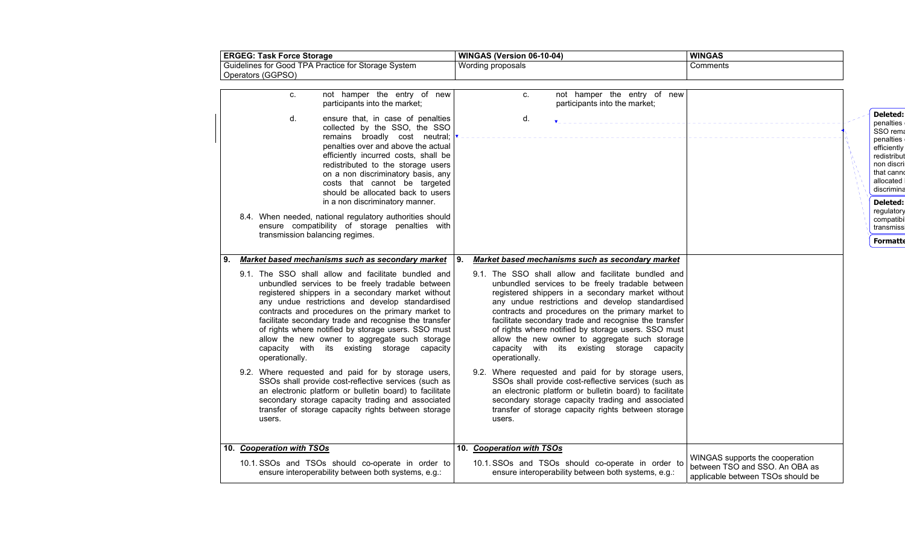| ERGEG: Task Force Storage | WINGAS (Version 06-10-04) | WINGAS |
|---|---|---|
| Guidelines for Good TPA Practice for Storage System Operators (GGPSO) | Wording proposals | Comments |
| c. not hamper the entry of new participants into the market; | c. not hamper the entry of new participants into the market; | |
| d. ensure that, in case of penalties collected by the SSO, the SSO remains broadly cost neutral; penalties over and above the actual efficiently incurred costs, shall be redistributed to the storage users on a non discriminatory basis, any costs that cannot be targeted should be allocated back to users in a non discriminatory manner. | d. | |
| 8.4. When needed, national regulatory authorities should ensure compatibility of storage penalties with transmission balancing regimes. | | |
| **9. *Market based mechanisms such as secondary market*** | **9. *Market based mechanisms such as secondary market*** | |
| 9.1. The SSO shall allow and facilitate bundled and unbundled services to be freely tradable between registered shippers in a secondary market without any undue restrictions and develop standardised contracts and procedures on the primary market to facilitate secondary trade and recognise the transfer of rights where notified by storage users. SSO must allow the new owner to aggregate such storage capacity with its existing storage capacity operationally. | 9.1. The SSO shall allow and facilitate bundled and unbundled services to be freely tradable between registered shippers in a secondary market without any undue restrictions and develop standardised contracts and procedures on the primary market to facilitate secondary trade and recognise the transfer of rights where notified by storage users. SSO must allow the new owner to aggregate such storage capacity with its existing storage capacity operationally. | |
| 9.2. Where requested and paid for by storage users, SSOs shall provide cost-reflective services (such as an electronic platform or bulletin board) to facilitate secondary storage capacity trading and associated transfer of storage capacity rights between storage users. | 9.2. Where requested and paid for by storage users, SSOs shall provide cost-reflective services (such as an electronic platform or bulletin board) to facilitate secondary storage capacity trading and associated transfer of storage capacity rights between storage users. | |
| **10. *Cooperation with TSOs*** | **10. *Cooperation with TSOs*** | |
| 10.1. SSOs and TSOs should co-operate in order to ensure interoperability between both systems, e.g.: | 10.1. SSOs and TSOs should co-operate in order to ensure interoperability between both systems, e.g.: | WINGAS supports the cooperation between TSO and SSO. An OBA as applicable between TSOs should be |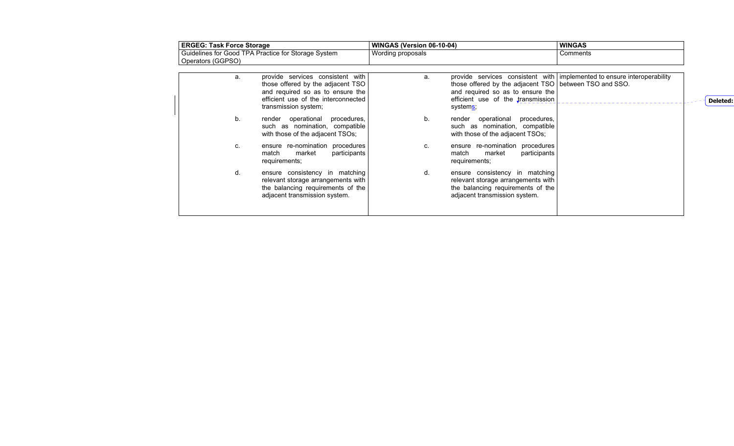| ERGEG: Task Force Storage | WINGAS (Version 06-10-04) | WINGAS |
|---|---|---|
| Guidelines for Good TPA Practice for Storage System Operators (GGPSO) | Wording proposals | Comments |
| a. provide services consistent with those offered by the adjacent TSO and required so as to ensure the efficient use of the interconnected transmission system; | a. provide services consistent with those offered by the adjacent TSO and required so as to ensure the efficient use of the transmission systems; | implemented to ensure interoperability between TSO and SSO. |
| b. render operational procedures, such as nomination, compatible with those of the adjacent TSOs; | b. render operational procedures, such as nomination, compatible with those of the adjacent TSOs; | |
| c. ensure re-nomination procedures match market participants requirements; | c. ensure re-nomination procedures match market participants requirements; | |
| d. ensure consistency in matching relevant storage arrangements with the balancing requirements of the adjacent transmission system. | d. ensure consistency in matching relevant storage arrangements with the balancing requirements of the adjacent transmission system. | |

Deleted: